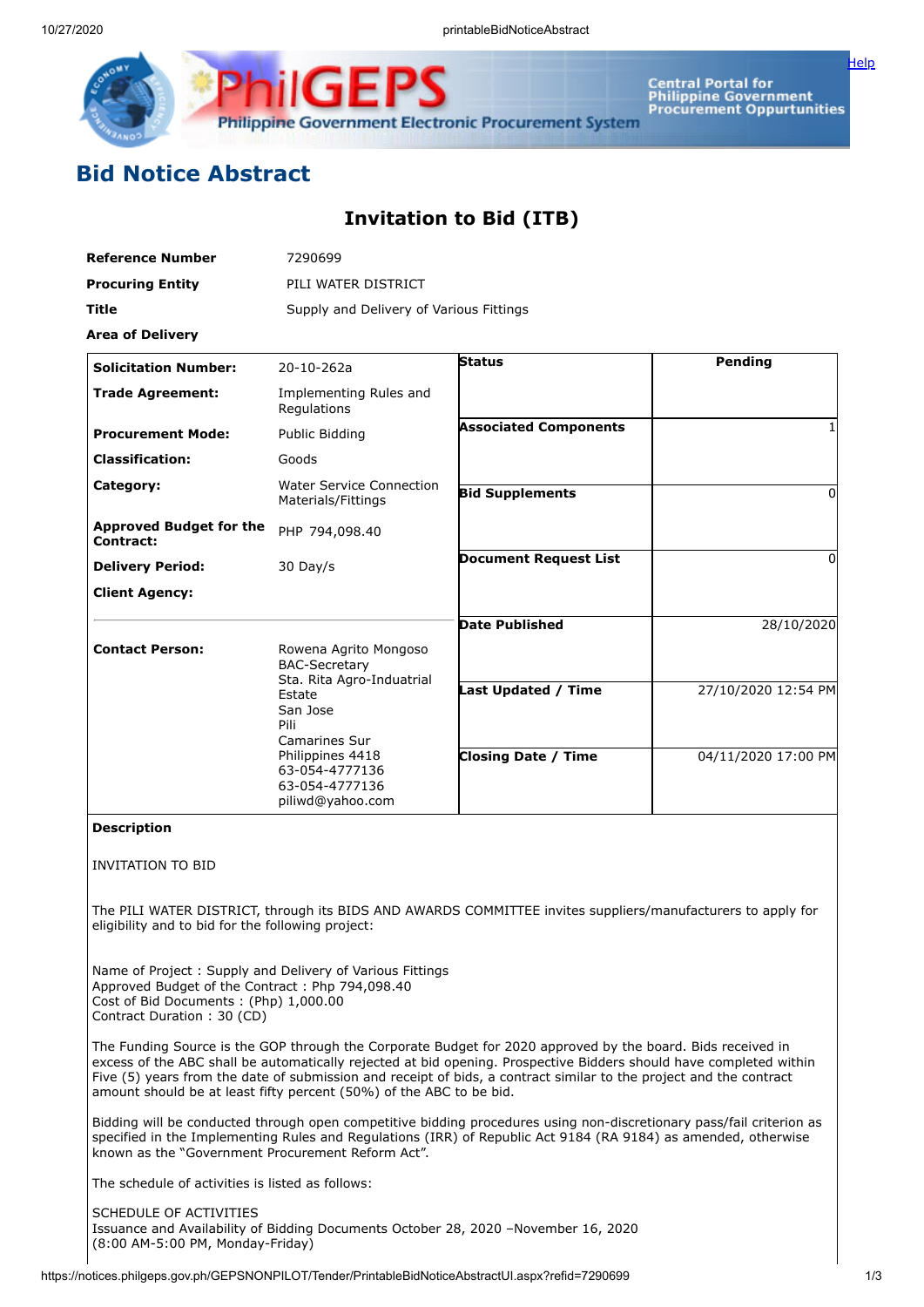# Bid Notice Abstract

## Invitation to Bid (ITB)

| | |
|---|---|
| **Reference Number** | 7290699 |
| **Procuring Entity** | PILI WATER DISTRICT |
| **Title** | Supply and Delivery of Various Fittings |
| **Area of Delivery** | |

| | | | |
|---|---|---|---|
| **Solicitation Number:** | 20-10-262a | **Status** | Pending |
| **Trade Agreement:** | Implementing Rules and Regulations | | |
| **Procurement Mode:** | Public Bidding | **Associated Components** | 1 |
| **Classification:** | Goods | | |
| **Category:** | Water Service Connection Materials/Fittings | **Bid Supplements** | 0 |
| **Approved Budget for the Contract:** | PHP 794,098.40 | | |
| **Delivery Period:** | 30 Day/s | **Document Request List** | 0 |
| **Client Agency:** | | | |
| | | **Date Published** | 28/10/2020 |
| **Contact Person:** | Rowena Agrito Mongoso<br>BAC-Secretary<br>Sta. Rita Agro-Indautrial Estate<br>San Jose<br>Pili<br>Camarines Sur<br>Philippines 4418<br>63-054-4777136<br>63-054-4777136<br>piliwd@yahoo.com | **Last Updated / Time** | 27/10/2020 12:54 PM |
| | | **Closing Date / Time** | 04/11/2020 17:00 PM |

**Description**

INVITATION TO BID

The PILI WATER DISTRICT, through its BIDS AND AWARDS COMMITTEE invites suppliers/manufacturers to apply for eligibility and to bid for the following project:

Name of Project : Supply and Delivery of Various Fittings
Approved Budget of the Contract : Php 794,098.40
Cost of Bid Documents : (Php) 1,000.00
Contract Duration : 30 (CD)

The Funding Source is the GOP through the Corporate Budget for 2020 approved by the board. Bids received in excess of the ABC shall be automatically rejected at bid opening. Prospective Bidders should have completed within Five (5) years from the date of submission and receipt of bids, a contract similar to the project and the contract amount should be at least fifty percent (50%) of the ABC to be bid.

Bidding will be conducted through open competitive bidding procedures using non-discretionary pass/fail criterion as specified in the Implementing Rules and Regulations (IRR) of Republic Act 9184 (RA 9184) as amended, otherwise known as the "Government Procurement Reform Act".

The schedule of activities is listed as follows:

SCHEDULE OF ACTIVITIES
Issuance and Availability of Bidding Documents October 28, 2020 –November 16, 2020
(8:00 AM-5:00 PM, Monday-Friday)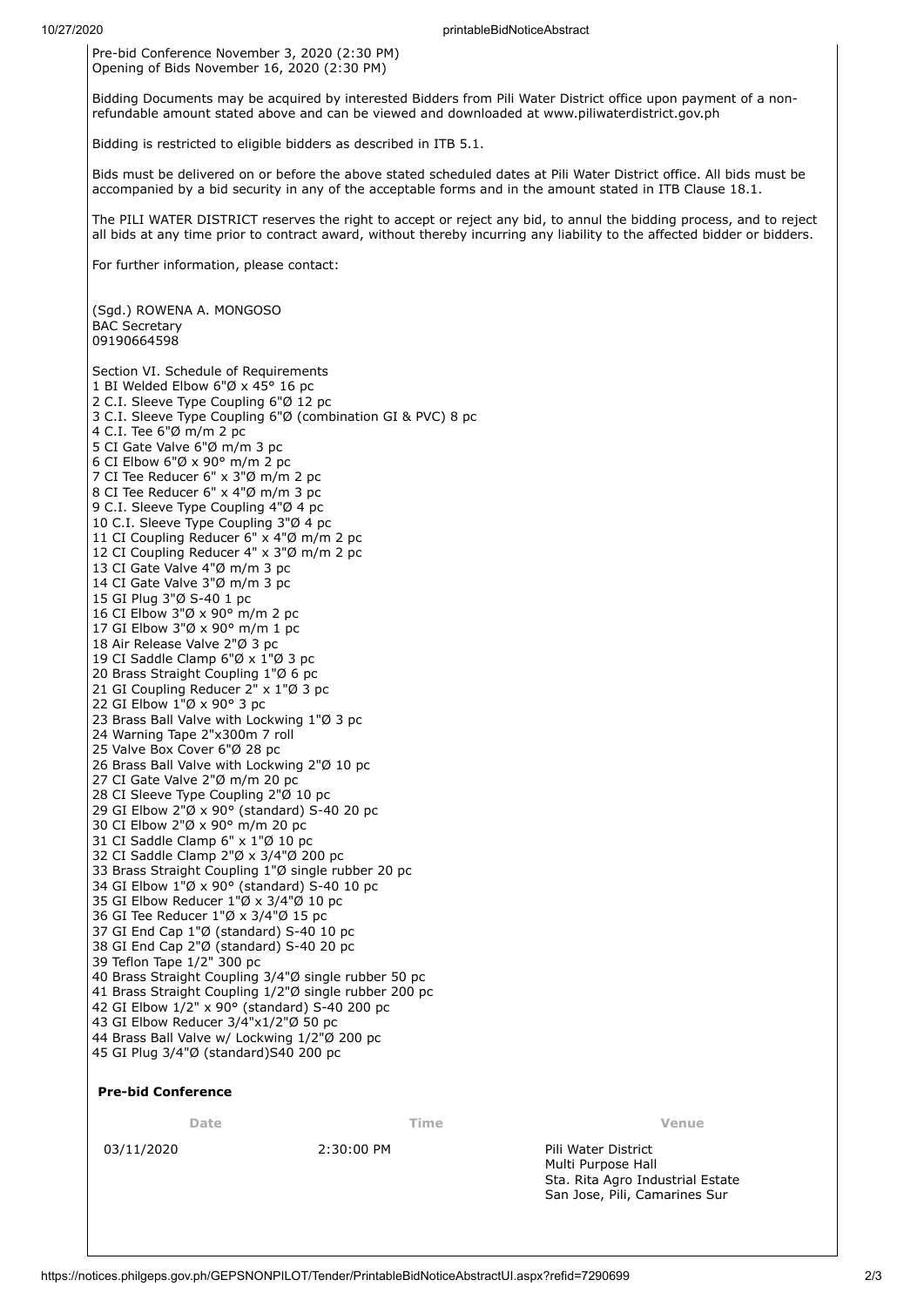Pre-bid Conference November 3, 2020 (2:30 PM)
Opening of Bids November 16, 2020 (2:30 PM)

Bidding Documents may be acquired by interested Bidders from Pili Water District office upon payment of a non-refundable amount stated above and can be viewed and downloaded at www.piliwaterdistrict.gov.ph

Bidding is restricted to eligible bidders as described in ITB 5.1.

Bids must be delivered on or before the above stated scheduled dates at Pili Water District office. All bids must be accompanied by a bid security in any of the acceptable forms and in the amount stated in ITB Clause 18.1.

The PILI WATER DISTRICT reserves the right to accept or reject any bid, to annul the bidding process, and to reject all bids at any time prior to contract award, without thereby incurring any liability to the affected bidder or bidders.

For further information, please contact:

(Sgd.) ROWENA A. MONGOSO
BAC Secretary
09190664598

Section VI. Schedule of Requirements
1 BI Welded Elbow 6"Ø x 45° 16 pc
2 C.I. Sleeve Type Coupling 6"Ø 12 pc
3 C.I. Sleeve Type Coupling 6"Ø (combination GI & PVC) 8 pc
4 C.I. Tee 6"Ø m/m 2 pc
5 CI Gate Valve 6"Ø m/m 3 pc
6 CI Elbow 6"Ø x 90° m/m 2 pc
7 CI Tee Reducer 6" x 3"Ø m/m 2 pc
8 CI Tee Reducer 6" x 4"Ø m/m 3 pc
9 C.I. Sleeve Type Coupling 4"Ø 4 pc
10 C.I. Sleeve Type Coupling 3"Ø 4 pc
11 CI Coupling Reducer 6" x 4"Ø m/m 2 pc
12 CI Coupling Reducer 4" x 3"Ø m/m 2 pc
13 CI Gate Valve 4"Ø m/m 3 pc
14 CI Gate Valve 3"Ø m/m 3 pc
15 GI Plug 3"Ø S-40 1 pc
16 CI Elbow 3"Ø x 90° m/m 2 pc
17 GI Elbow 3"Ø x 90° m/m 1 pc
18 Air Release Valve 2"Ø 3 pc
19 CI Saddle Clamp 6"Ø x 1"Ø 3 pc
20 Brass Straight Coupling 1"Ø 6 pc
21 GI Coupling Reducer 2" x 1"Ø 3 pc
22 GI Elbow 1"Ø x 90° 3 pc
23 Brass Ball Valve with Lockwing 1"Ø 3 pc
24 Warning Tape 2"x300m 7 roll
25 Valve Box Cover 6"Ø 28 pc
26 Brass Ball Valve with Lockwing 2"Ø 10 pc
27 CI Gate Valve 2"Ø m/m 20 pc
28 CI Sleeve Type Coupling 2"Ø 10 pc
29 GI Elbow 2"Ø x 90° (standard) S-40 20 pc
30 CI Elbow 2"Ø x 90° m/m 20 pc
31 CI Saddle Clamp 6" x 1"Ø 10 pc
32 CI Saddle Clamp 2"Ø x 3/4"Ø 200 pc
33 Brass Straight Coupling 1"Ø single rubber 20 pc
34 GI Elbow 1"Ø x 90° (standard) S-40 10 pc
35 GI Elbow Reducer 1"Ø x 3/4"Ø 10 pc
36 GI Tee Reducer 1"Ø x 3/4"Ø 15 pc
37 GI End Cap 1"Ø (standard) S-40 10 pc
38 GI End Cap 2"Ø (standard) S-40 20 pc
39 Teflon Tape 1/2" 300 pc
40 Brass Straight Coupling 3/4"Ø single rubber 50 pc
41 Brass Straight Coupling 1/2"Ø single rubber 200 pc
42 GI Elbow 1/2" x 90° (standard) S-40 200 pc
43 GI Elbow Reducer 3/4"x1/2"Ø 50 pc
44 Brass Ball Valve w/ Lockwing 1/2"Ø 200 pc
45 GI Plug 3/4"Ø (standard)S40 200 pc

**Pre-bid Conference**

| Date | Time | Venue |
|---|---|---|
| 03/11/2020 | 2:30:00 PM | Pili Water District Multi Purpose Hall Sta. Rita Agro Industrial Estate San Jose, Pili, Camarines Sur |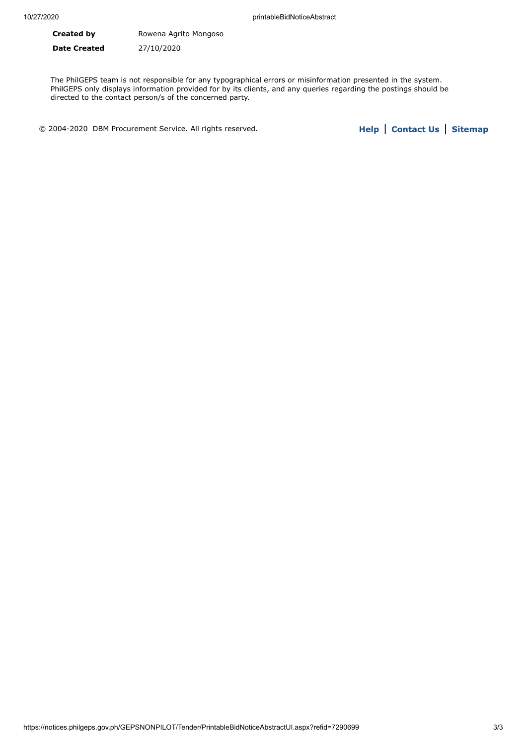| | |
|---|---|
| **Created by** | Rowena Agrito Mongoso |
| **Date Created** | 27/10/2020 |

The PhilGEPS team is not responsible for any typographical errors or misinformation presented in the system. PhilGEPS only displays information provided for by its clients, and any queries regarding the postings should be directed to the contact person/s of the concerned party.

© 2004-2020 DBM Procurement Service. All rights reserved.

**Help** | **Contact Us** | **Sitemap**